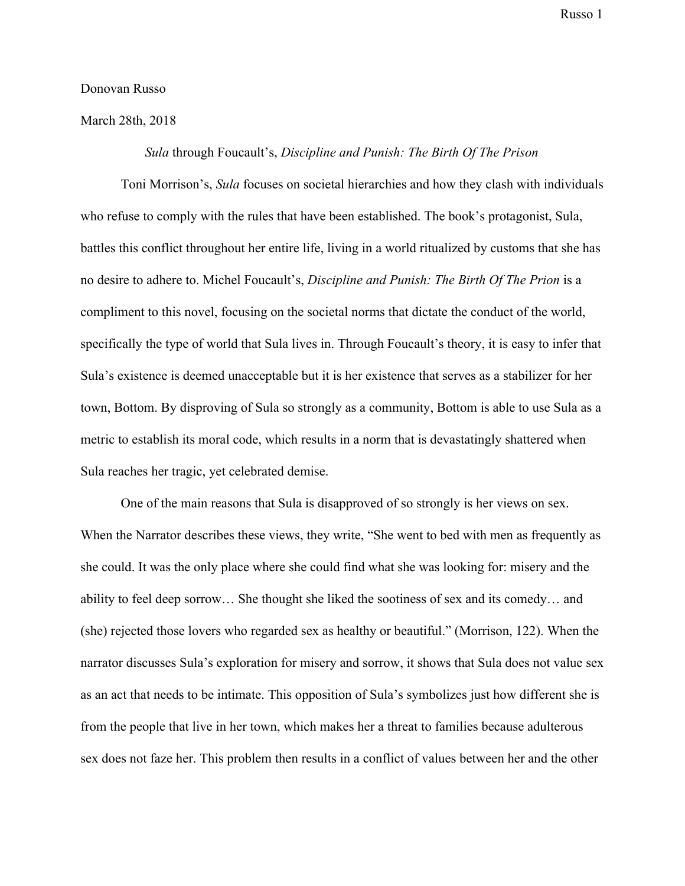Donovan Russo

March 28th, 2018

*Sula* through Foucault's, *Discipline and Punish: The Birth Of The Prison*

Toni Morrison's, *Sula* focuses on societal hierarchies and how they clash with individuals who refuse to comply with the rules that have been established. The book's protagonist, Sula, battles this conflict throughout her entire life, living in a world ritualized by customs that she has no desire to adhere to. Michel Foucault's, *Discipline and Punish: The Birth Of The Prion* is a compliment to this novel, focusing on the societal norms that dictate the conduct of the world, specifically the type of world that Sula lives in. Through Foucault's theory, it is easy to infer that Sula's existence is deemed unacceptable but it is her existence that serves as a stabilizer for her town, Bottom. By disproving of Sula so strongly as a community, Bottom is able to use Sula as a metric to establish its moral code, which results in a norm that is devastatingly shattered when Sula reaches her tragic, yet celebrated demise.

One of the main reasons that Sula is disapproved of so strongly is her views on sex. When the Narrator describes these views, they write, "She went to bed with men as frequently as she could. It was the only place where she could find what she was looking for: misery and the ability to feel deep sorrow… She thought she liked the sootiness of sex and its comedy… and (she) rejected those lovers who regarded sex as healthy or beautiful." (Morrison, 122). When the narrator discusses Sula's exploration for misery and sorrow, it shows that Sula does not value sex as an act that needs to be intimate. This opposition of Sula's symbolizes just how different she is from the people that live in her town, which makes her a threat to families because adulterous sex does not faze her. This problem then results in a conflict of values between her and the other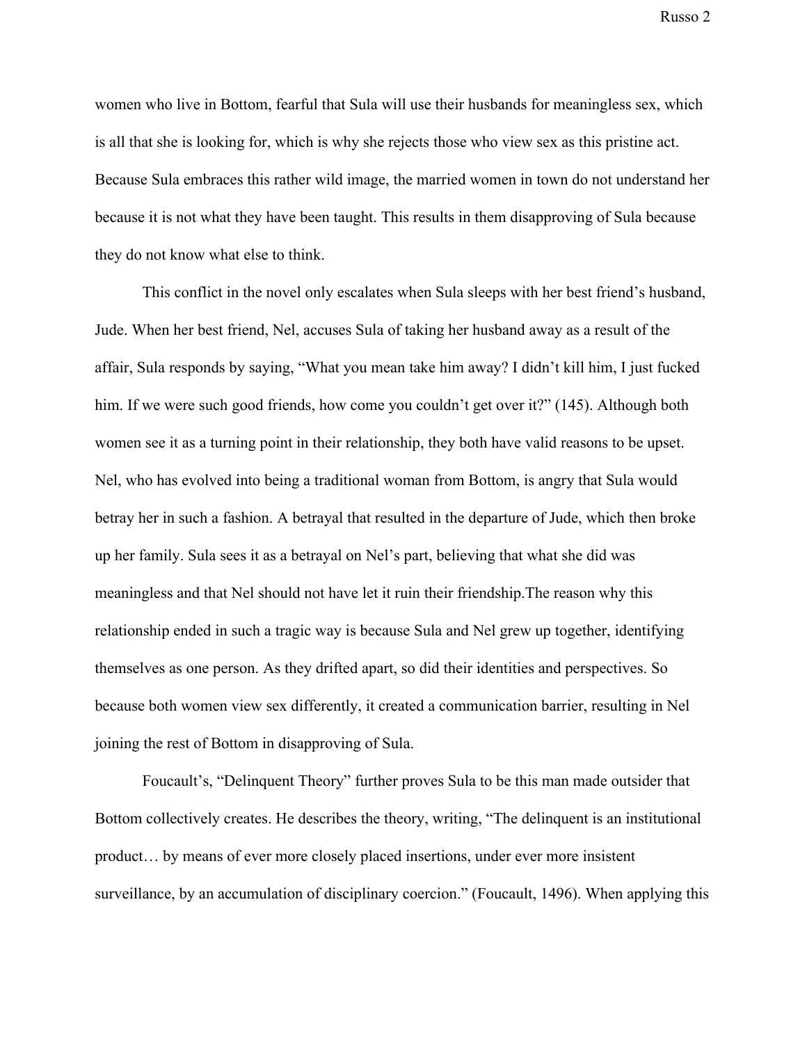women who live in Bottom, fearful that Sula will use their husbands for meaningless sex, which is all that she is looking for, which is why she rejects those who view sex as this pristine act. Because Sula embraces this rather wild image, the married women in town do not understand her because it is not what they have been taught. This results in them disapproving of Sula because they do not know what else to think.

This conflict in the novel only escalates when Sula sleeps with her best friend's husband, Jude. When her best friend, Nel, accuses Sula of taking her husband away as a result of the affair, Sula responds by saying, "What you mean take him away? I didn't kill him, I just fucked him. If we were such good friends, how come you couldn't get over it?" (145). Although both women see it as a turning point in their relationship, they both have valid reasons to be upset. Nel, who has evolved into being a traditional woman from Bottom, is angry that Sula would betray her in such a fashion. A betrayal that resulted in the departure of Jude, which then broke up her family. Sula sees it as a betrayal on Nel's part, believing that what she did was meaningless and that Nel should not have let it ruin their friendship.The reason why this relationship ended in such a tragic way is because Sula and Nel grew up together, identifying themselves as one person. As they drifted apart, so did their identities and perspectives. So because both women view sex differently, it created a communication barrier, resulting in Nel joining the rest of Bottom in disapproving of Sula.

Foucault's, "Delinquent Theory" further proves Sula to be this man made outsider that Bottom collectively creates. He describes the theory, writing, "The delinquent is an institutional product… by means of ever more closely placed insertions, under ever more insistent surveillance, by an accumulation of disciplinary coercion." (Foucault, 1496). When applying this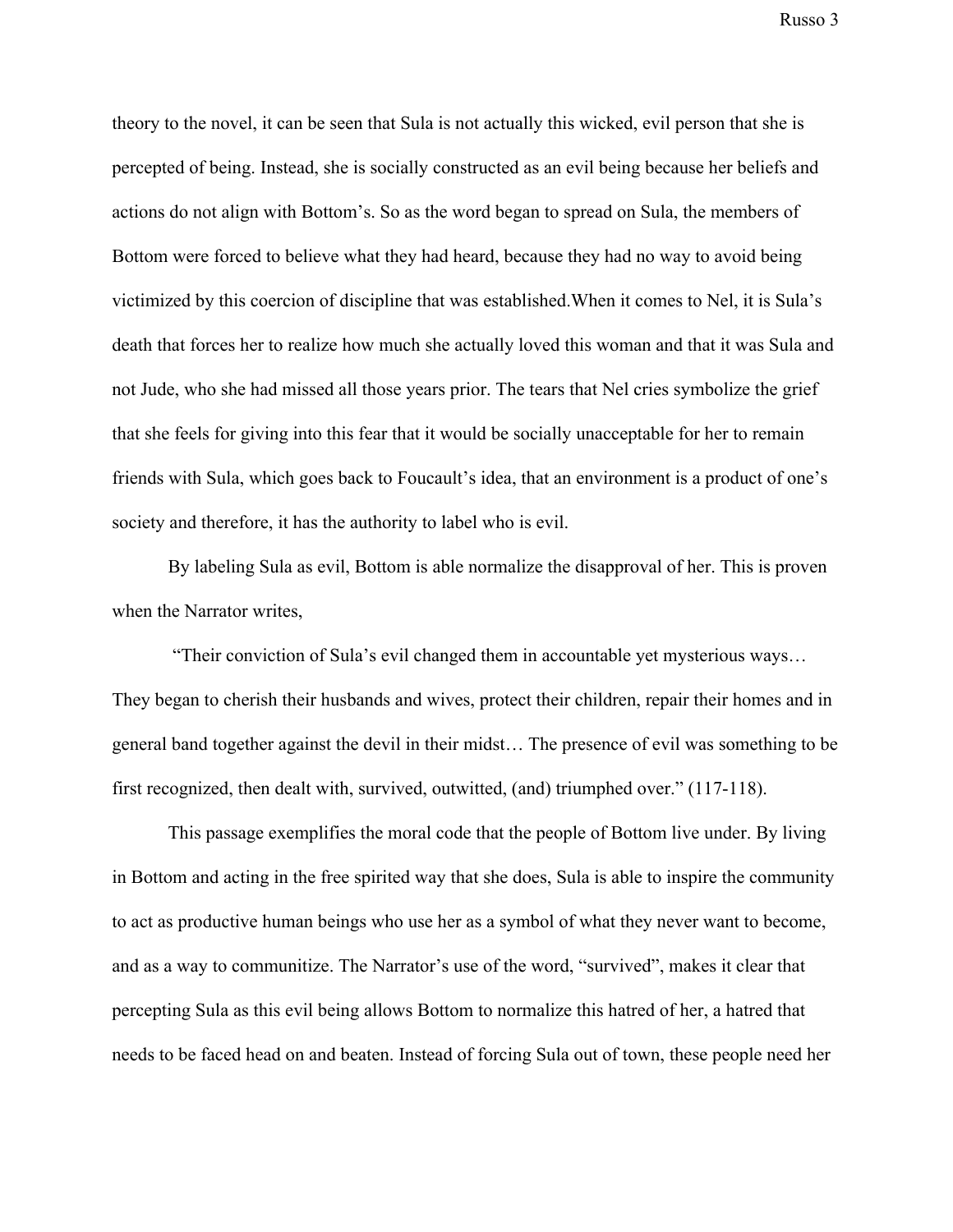theory to the novel, it can be seen that Sula is not actually this wicked, evil person that she is percepted of being. Instead, she is socially constructed as an evil being because her beliefs and actions do not align with Bottom's. So as the word began to spread on Sula, the members of Bottom were forced to believe what they had heard, because they had no way to avoid being victimized by this coercion of discipline that was established.When it comes to Nel, it is Sula's death that forces her to realize how much she actually loved this woman and that it was Sula and not Jude, who she had missed all those years prior. The tears that Nel cries symbolize the grief that she feels for giving into this fear that it would be socially unacceptable for her to remain friends with Sula, which goes back to Foucault's idea, that an environment is a product of one's society and therefore, it has the authority to label who is evil.

By labeling Sula as evil, Bottom is able normalize the disapproval of her. This is proven when the Narrator writes,

"Their conviction of Sula's evil changed them in accountable yet mysterious ways… They began to cherish their husbands and wives, protect their children, repair their homes and in general band together against the devil in their midst… The presence of evil was something to be first recognized, then dealt with, survived, outwitted, (and) triumphed over." (117-118).

This passage exemplifies the moral code that the people of Bottom live under. By living in Bottom and acting in the free spirited way that she does, Sula is able to inspire the community to act as productive human beings who use her as a symbol of what they never want to become, and as a way to communitize. The Narrator's use of the word, "survived", makes it clear that percepting Sula as this evil being allows Bottom to normalize this hatred of her, a hatred that needs to be faced head on and beaten. Instead of forcing Sula out of town, these people need her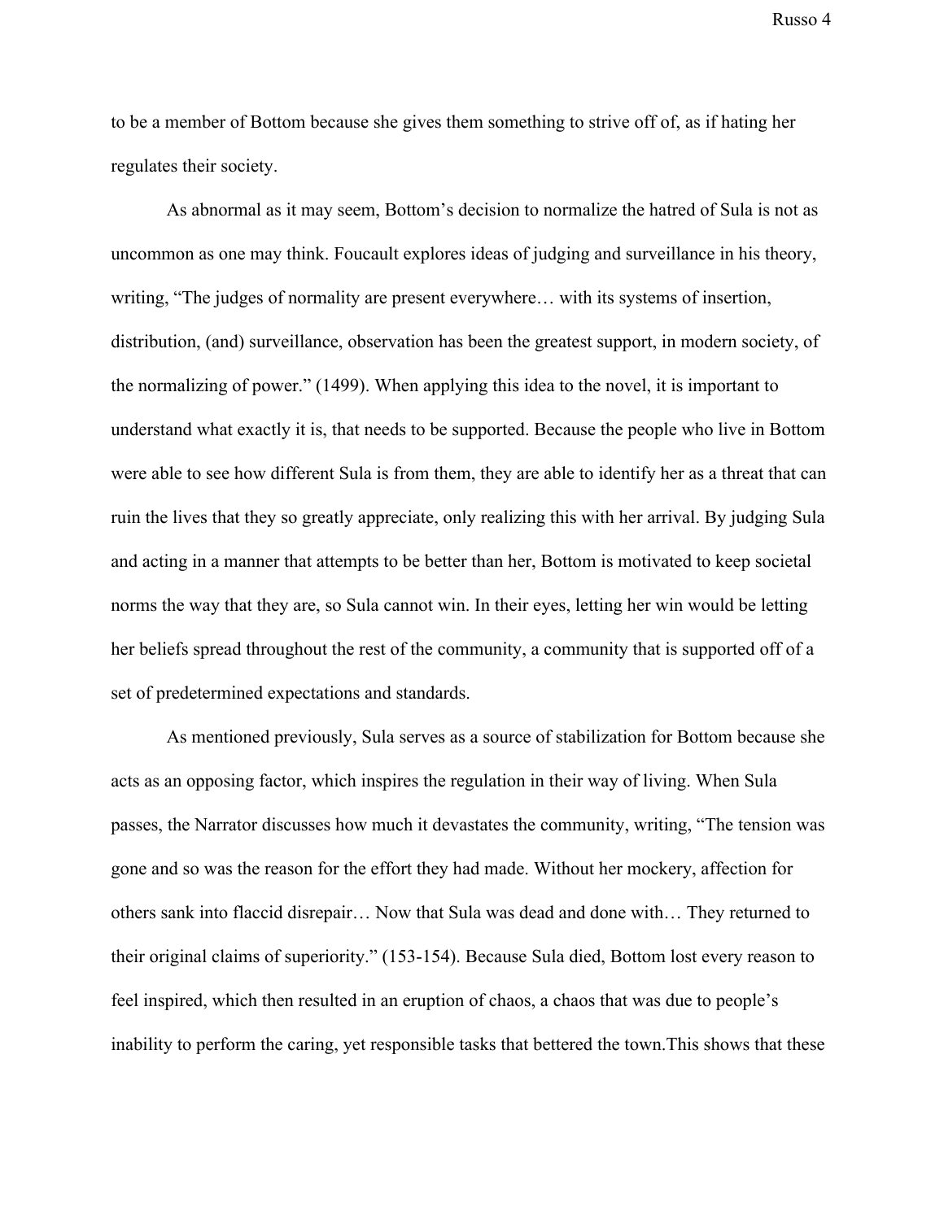to be a member of Bottom because she gives them something to strive off of, as if hating her regulates their society.

As abnormal as it may seem, Bottom's decision to normalize the hatred of Sula is not as uncommon as one may think. Foucault explores ideas of judging and surveillance in his theory, writing, "The judges of normality are present everywhere… with its systems of insertion, distribution, (and) surveillance, observation has been the greatest support, in modern society, of the normalizing of power." (1499). When applying this idea to the novel, it is important to understand what exactly it is, that needs to be supported. Because the people who live in Bottom were able to see how different Sula is from them, they are able to identify her as a threat that can ruin the lives that they so greatly appreciate, only realizing this with her arrival. By judging Sula and acting in a manner that attempts to be better than her, Bottom is motivated to keep societal norms the way that they are, so Sula cannot win. In their eyes, letting her win would be letting her beliefs spread throughout the rest of the community, a community that is supported off of a set of predetermined expectations and standards.

As mentioned previously, Sula serves as a source of stabilization for Bottom because she acts as an opposing factor, which inspires the regulation in their way of living. When Sula passes, the Narrator discusses how much it devastates the community, writing, "The tension was gone and so was the reason for the effort they had made. Without her mockery, affection for others sank into flaccid disrepair… Now that Sula was dead and done with… They returned to their original claims of superiority." (153-154). Because Sula died, Bottom lost every reason to feel inspired, which then resulted in an eruption of chaos, a chaos that was due to people's inability to perform the caring, yet responsible tasks that bettered the town.This shows that these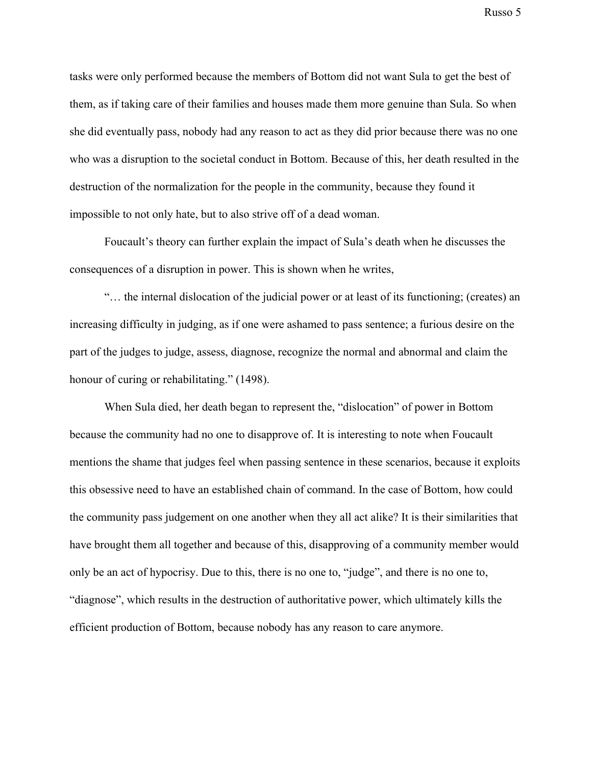tasks were only performed because the members of Bottom did not want Sula to get the best of them, as if taking care of their families and houses made them more genuine than Sula. So when she did eventually pass, nobody had any reason to act as they did prior because there was no one who was a disruption to the societal conduct in Bottom. Because of this, her death resulted in the destruction of the normalization for the people in the community, because they found it impossible to not only hate, but to also strive off of a dead woman.

Foucault's theory can further explain the impact of Sula's death when he discusses the consequences of a disruption in power. This is shown when he writes,

"… the internal dislocation of the judicial power or at least of its functioning; (creates) an increasing difficulty in judging, as if one were ashamed to pass sentence; a furious desire on the part of the judges to judge, assess, diagnose, recognize the normal and abnormal and claim the honour of curing or rehabilitating." (1498).

When Sula died, her death began to represent the, "dislocation" of power in Bottom because the community had no one to disapprove of. It is interesting to note when Foucault mentions the shame that judges feel when passing sentence in these scenarios, because it exploits this obsessive need to have an established chain of command. In the case of Bottom, how could the community pass judgement on one another when they all act alike? It is their similarities that have brought them all together and because of this, disapproving of a community member would only be an act of hypocrisy. Due to this, there is no one to, "judge", and there is no one to, "diagnose", which results in the destruction of authoritative power, which ultimately kills the efficient production of Bottom, because nobody has any reason to care anymore.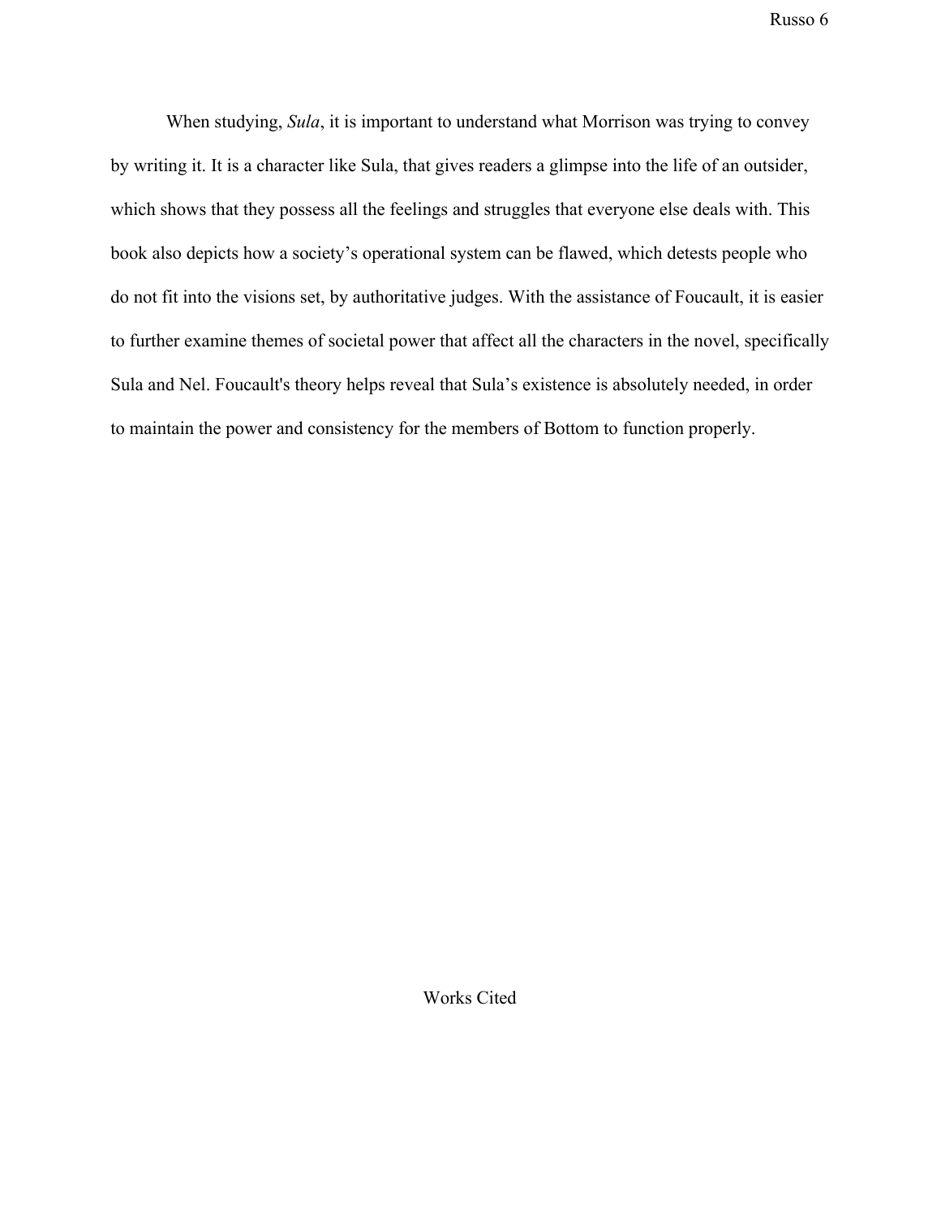When studying, *Sula*, it is important to understand what Morrison was trying to convey by writing it. It is a character like Sula, that gives readers a glimpse into the life of an outsider, which shows that they possess all the feelings and struggles that everyone else deals with. This book also depicts how a society's operational system can be flawed, which detests people who do not fit into the visions set, by authoritative judges. With the assistance of Foucault, it is easier to further examine themes of societal power that affect all the characters in the novel, specifically Sula and Nel. Foucault's theory helps reveal that Sula's existence is absolutely needed, in order to maintain the power and consistency for the members of Bottom to function properly.

## Works Cited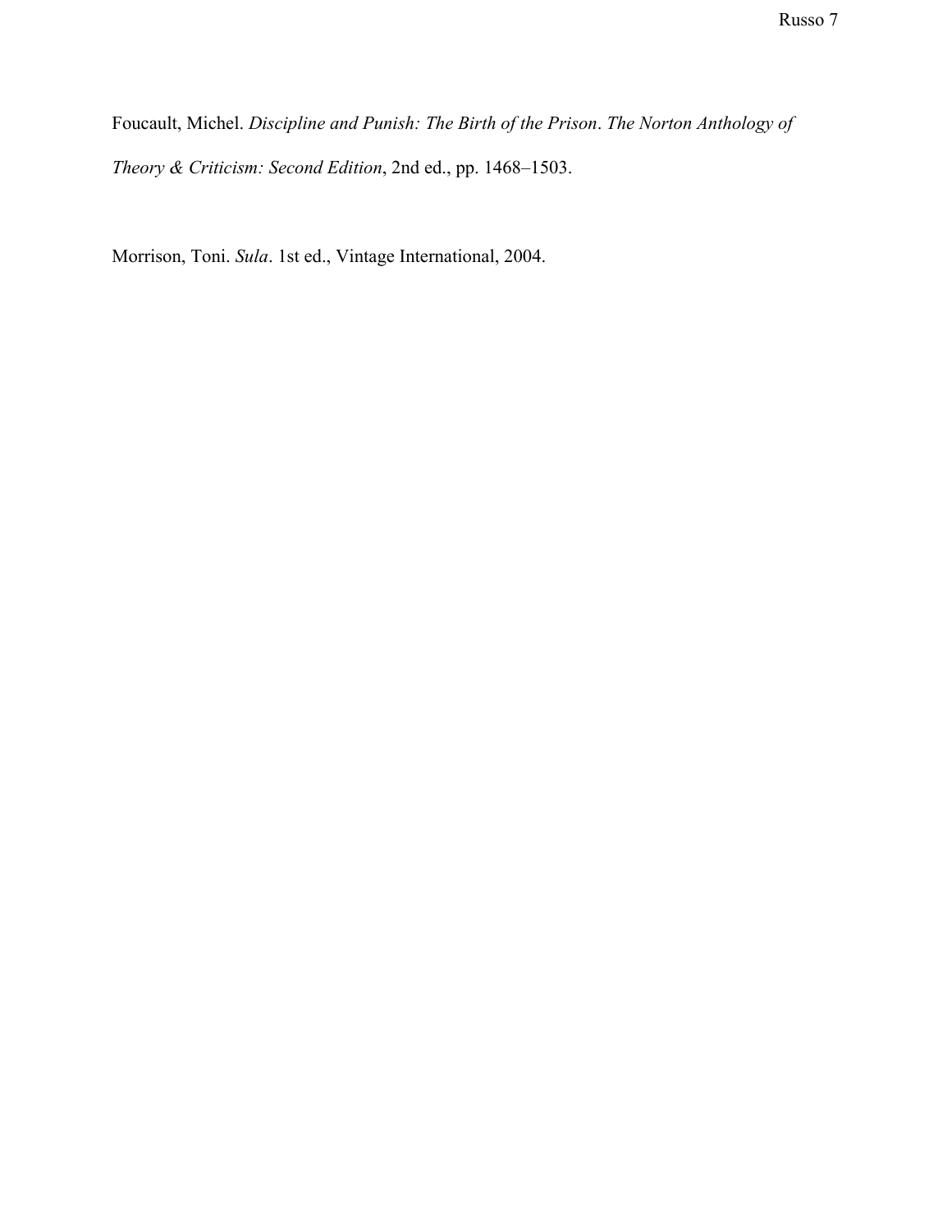Foucault, Michel. *Discipline and Punish: The Birth of the Prison*. *The Norton Anthology of Theory & Criticism: Second Edition*, 2nd ed., pp. 1468–1503.

Morrison, Toni. *Sula*. 1st ed., Vintage International, 2004.